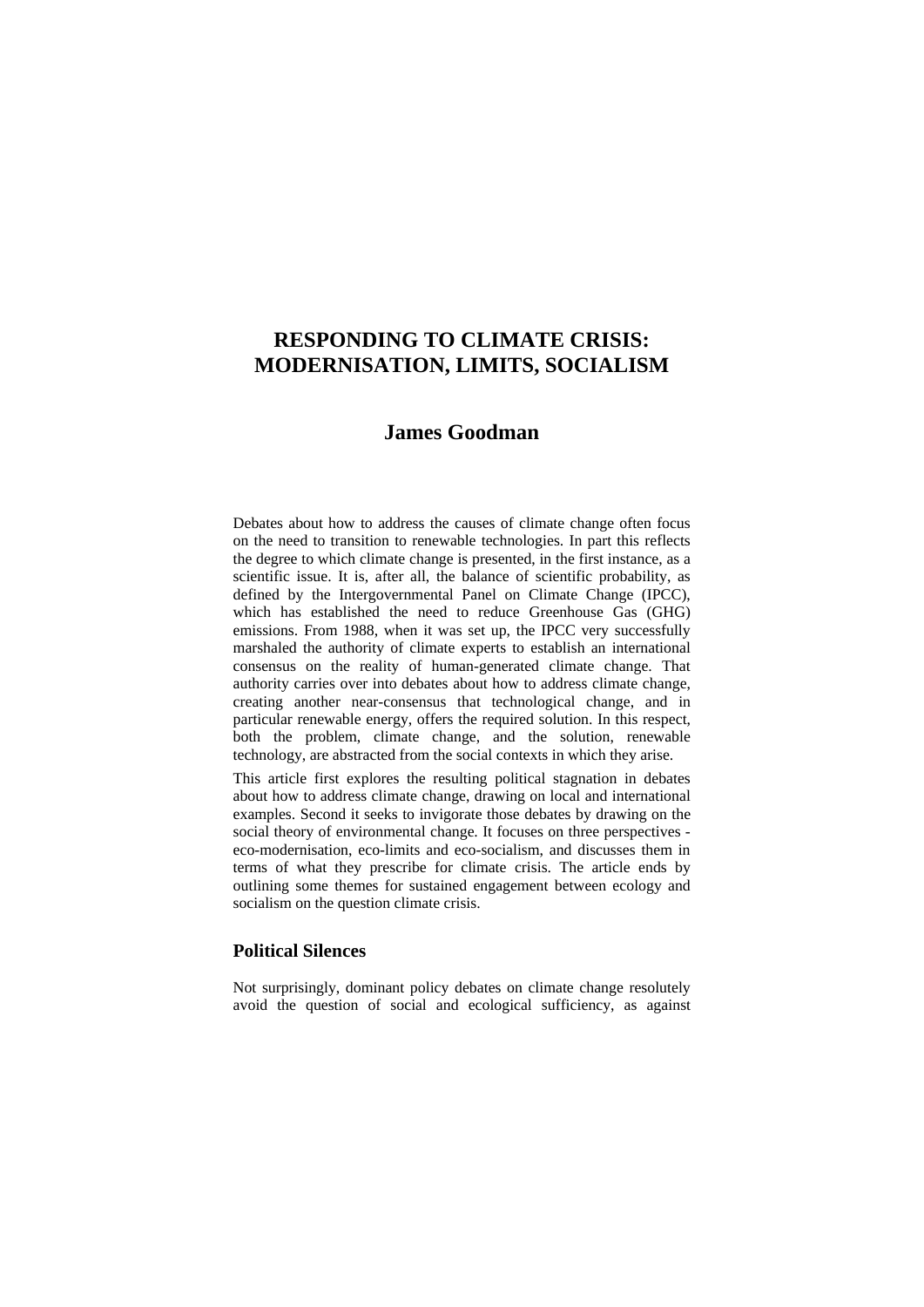# RESPONDING TO CLIMATE CRISIS: MODERNISATION, LIMITS, SOCIALISM

## James Goodman

Debates about how to address the causes of climate change often focus on the need to transition to renewable technologies. In part this reflects the degree to which climate change is presented, in the first instance, as a scientific issue. It is, after all, the balance of scientific probability, as defined by the Intergovernmental Panel on Climate Change (IPCC), which has established the need to reduce Greenhouse Gas (GHG) emissions. From 1988, when it was set up, the IPCC very successfully marshaled the authority of climate experts to establish an international consensus on the reality of human-generated climate change. That authority carries over into debates about how to address climate change, creating another near-consensus that technological change, and in particular renewable energy, offers the required solution. In this respect, both the problem, climate change, and the solution, renewable technology, are abstracted from the social contexts in which they arise.

This article first explores the resulting political stagnation in debates about how to address climate change, drawing on local and international examples. Second it seeks to invigorate those debates by drawing on the social theory of environmental change. It focuses on three perspectives - eco-modernisation, eco-limits and eco-socialism, and discusses them in terms of what they prescribe for climate crisis. The article ends by outlining some themes for sustained engagement between ecology and socialism on the question climate crisis.

### Political Silences

Not surprisingly, dominant policy debates on climate change resolutely avoid the question of social and ecological sufficiency, as against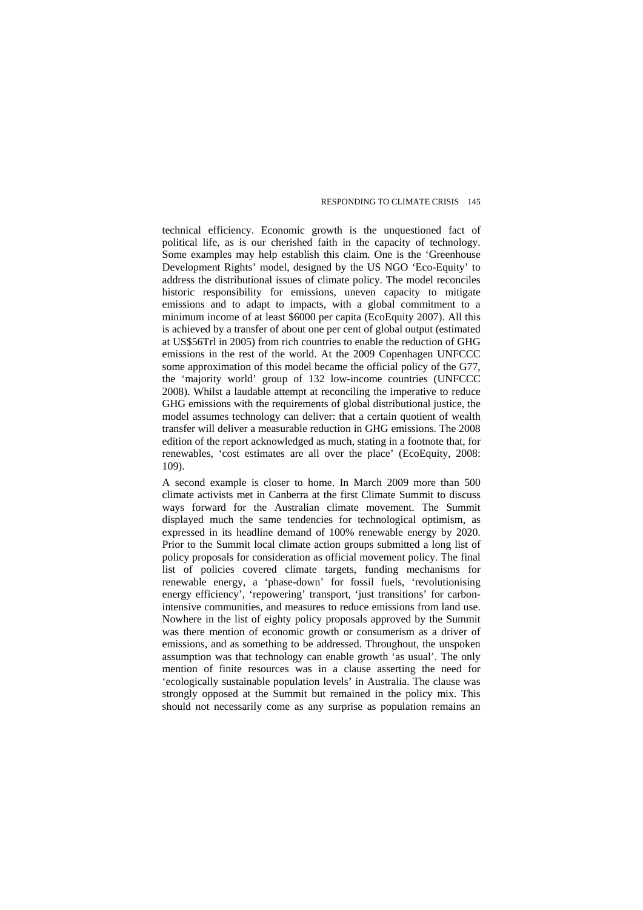technical efficiency. Economic growth is the unquestioned fact of political life, as is our cherished faith in the capacity of technology. Some examples may help establish this claim. One is the 'Greenhouse Development Rights' model, designed by the US NGO 'Eco-Equity' to address the distributional issues of climate policy. The model reconciles historic responsibility for emissions, uneven capacity to mitigate emissions and to adapt to impacts, with a global commitment to a minimum income of at least \$6000 per capita (EcoEquity 2007). All this is achieved by a transfer of about one per cent of global output (estimated at US\$56Trl in 2005) from rich countries to enable the reduction of GHG emissions in the rest of the world. At the 2009 Copenhagen UNFCCC some approximation of this model became the official policy of the G77, the 'majority world' group of 132 low-income countries (UNFCCC 2008). Whilst a laudable attempt at reconciling the imperative to reduce GHG emissions with the requirements of global distributional justice, the model assumes technology can deliver: that a certain quotient of wealth transfer will deliver a measurable reduction in GHG emissions. The 2008 edition of the report acknowledged as much, stating in a footnote that, for renewables, 'cost estimates are all over the place' (EcoEquity, 2008: 109).

A second example is closer to home. In March 2009 more than 500 climate activists met in Canberra at the first Climate Summit to discuss ways forward for the Australian climate movement. The Summit displayed much the same tendencies for technological optimism, as expressed in its headline demand of 100% renewable energy by 2020. Prior to the Summit local climate action groups submitted a long list of policy proposals for consideration as official movement policy. The final list of policies covered climate targets, funding mechanisms for renewable energy, a 'phase-down' for fossil fuels, 'revolutionising energy efficiency', 'repowering' transport, 'just transitions' for carbon-intensive communities, and measures to reduce emissions from land use. Nowhere in the list of eighty policy proposals approved by the Summit was there mention of economic growth or consumerism as a driver of emissions, and as something to be addressed. Throughout, the unspoken assumption was that technology can enable growth 'as usual'. The only mention of finite resources was in a clause asserting the need for 'ecologically sustainable population levels' in Australia. The clause was strongly opposed at the Summit but remained in the policy mix. This should not necessarily come as any surprise as population remains an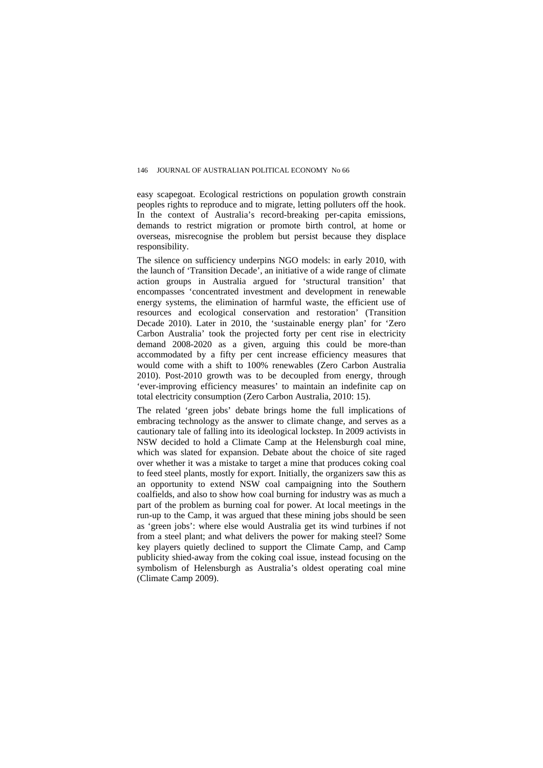easy scapegoat. Ecological restrictions on population growth constrain peoples rights to reproduce and to migrate, letting polluters off the hook. In the context of Australia's record-breaking per-capita emissions, demands to restrict migration or promote birth control, at home or overseas, misrecognise the problem but persist because they displace responsibility.

The silence on sufficiency underpins NGO models: in early 2010, with the launch of 'Transition Decade', an initiative of a wide range of climate action groups in Australia argued for 'structural transition' that encompasses 'concentrated investment and development in renewable energy systems, the elimination of harmful waste, the efficient use of resources and ecological conservation and restoration' (Transition Decade 2010). Later in 2010, the 'sustainable energy plan' for 'Zero Carbon Australia' took the projected forty per cent rise in electricity demand 2008-2020 as a given, arguing this could be more-than accommodated by a fifty per cent increase efficiency measures that would come with a shift to 100% renewables (Zero Carbon Australia 2010). Post-2010 growth was to be decoupled from energy, through 'ever-improving efficiency measures' to maintain an indefinite cap on total electricity consumption (Zero Carbon Australia, 2010: 15).

The related 'green jobs' debate brings home the full implications of embracing technology as the answer to climate change, and serves as a cautionary tale of falling into its ideological lockstep. In 2009 activists in NSW decided to hold a Climate Camp at the Helensburgh coal mine, which was slated for expansion. Debate about the choice of site raged over whether it was a mistake to target a mine that produces coking coal to feed steel plants, mostly for export. Initially, the organizers saw this as an opportunity to extend NSW coal campaigning into the Southern coalfields, and also to show how coal burning for industry was as much a part of the problem as burning coal for power. At local meetings in the run-up to the Camp, it was argued that these mining jobs should be seen as 'green jobs': where else would Australia get its wind turbines if not from a steel plant; and what delivers the power for making steel? Some key players quietly declined to support the Climate Camp, and Camp publicity shied-away from the coking coal issue, instead focusing on the symbolism of Helensburgh as Australia's oldest operating coal mine (Climate Camp 2009).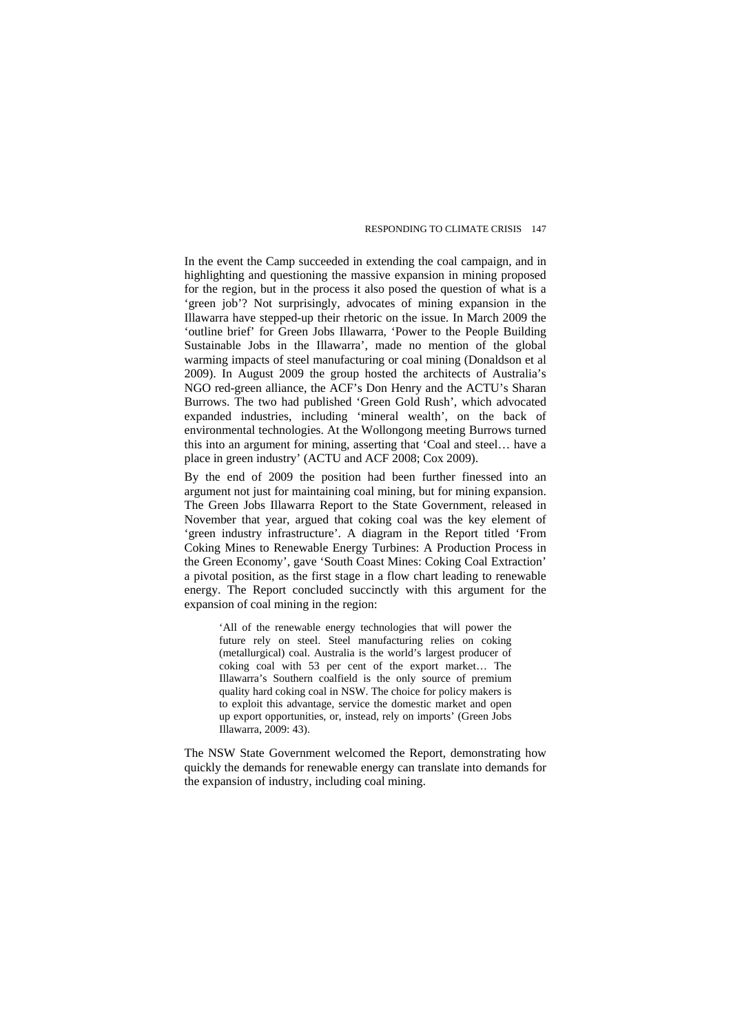In the event the Camp succeeded in extending the coal campaign, and in highlighting and questioning the massive expansion in mining proposed for the region, but in the process it also posed the question of what is a 'green job'? Not surprisingly, advocates of mining expansion in the Illawarra have stepped-up their rhetoric on the issue. In March 2009 the 'outline brief' for Green Jobs Illawarra, 'Power to the People Building Sustainable Jobs in the Illawarra', made no mention of the global warming impacts of steel manufacturing or coal mining (Donaldson et al 2009). In August 2009 the group hosted the architects of Australia's NGO red-green alliance, the ACF's Don Henry and the ACTU's Sharan Burrows. The two had published 'Green Gold Rush', which advocated expanded industries, including 'mineral wealth', on the back of environmental technologies. At the Wollongong meeting Burrows turned this into an argument for mining, asserting that 'Coal and steel… have a place in green industry' (ACTU and ACF 2008; Cox 2009).

By the end of 2009 the position had been further finessed into an argument not just for maintaining coal mining, but for mining expansion. The Green Jobs Illawarra Report to the State Government, released in November that year, argued that coking coal was the key element of 'green industry infrastructure'. A diagram in the Report titled 'From Coking Mines to Renewable Energy Turbines: A Production Process in the Green Economy', gave 'South Coast Mines: Coking Coal Extraction' a pivotal position, as the first stage in a flow chart leading to renewable energy. The Report concluded succinctly with this argument for the expansion of coal mining in the region:

> 'All of the renewable energy technologies that will power the future rely on steel. Steel manufacturing relies on coking (metallurgical) coal. Australia is the world's largest producer of coking coal with 53 per cent of the export market… The Illawarra's Southern coalfield is the only source of premium quality hard coking coal in NSW. The choice for policy makers is to exploit this advantage, service the domestic market and open up export opportunities, or, instead, rely on imports' (Green Jobs Illawarra, 2009: 43).

The NSW State Government welcomed the Report, demonstrating how quickly the demands for renewable energy can translate into demands for the expansion of industry, including coal mining.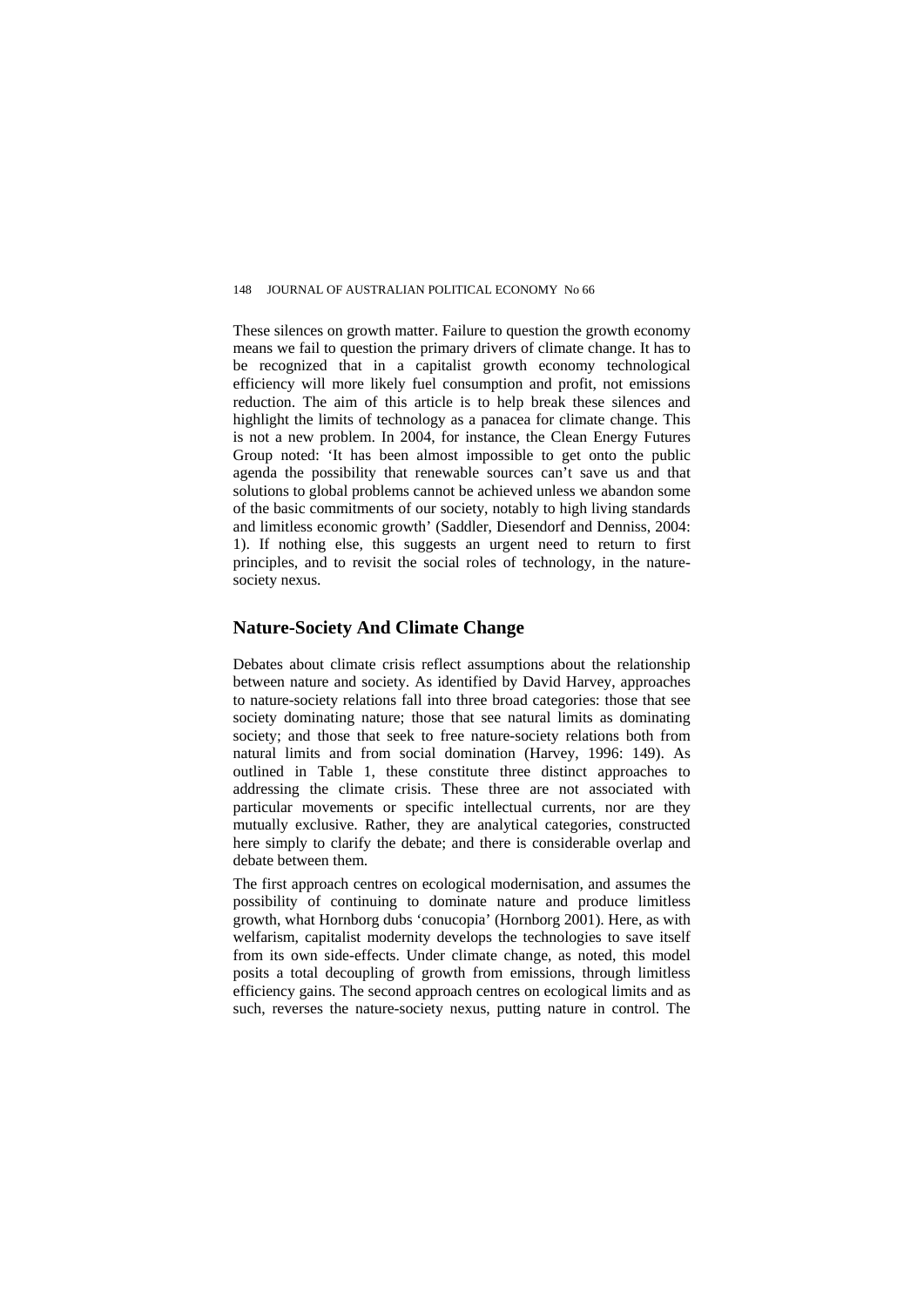These silences on growth matter. Failure to question the growth economy means we fail to question the primary drivers of climate change. It has to be recognized that in a capitalist growth economy technological efficiency will more likely fuel consumption and profit, not emissions reduction. The aim of this article is to help break these silences and highlight the limits of technology as a panacea for climate change. This is not a new problem. In 2004, for instance, the Clean Energy Futures Group noted: 'It has been almost impossible to get onto the public agenda the possibility that renewable sources can't save us and that solutions to global problems cannot be achieved unless we abandon some of the basic commitments of our society, notably to high living standards and limitless economic growth' (Saddler, Diesendorf and Denniss, 2004: 1). If nothing else, this suggests an urgent need to return to first principles, and to revisit the social roles of technology, in the nature-society nexus.

## Nature-Society And Climate Change

Debates about climate crisis reflect assumptions about the relationship between nature and society. As identified by David Harvey, approaches to nature-society relations fall into three broad categories: those that see society dominating nature; those that see natural limits as dominating society; and those that seek to free nature-society relations both from natural limits and from social domination (Harvey, 1996: 149). As outlined in Table 1, these constitute three distinct approaches to addressing the climate crisis. These three are not associated with particular movements or specific intellectual currents, nor are they mutually exclusive. Rather, they are analytical categories, constructed here simply to clarify the debate; and there is considerable overlap and debate between them.

The first approach centres on ecological modernisation, and assumes the possibility of continuing to dominate nature and produce limitless growth, what Hornborg dubs 'conucopia' (Hornborg 2001). Here, as with welfarism, capitalist modernity develops the technologies to save itself from its own side-effects. Under climate change, as noted, this model posits a total decoupling of growth from emissions, through limitless efficiency gains. The second approach centres on ecological limits and as such, reverses the nature-society nexus, putting nature in control. The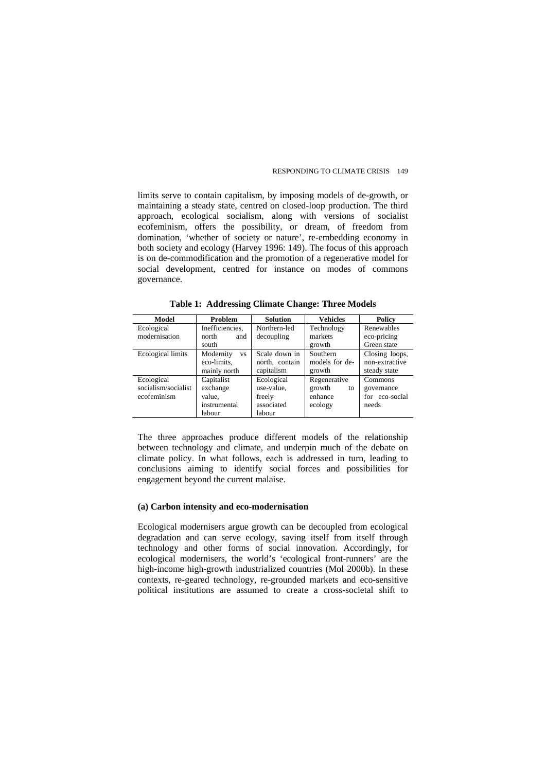limits serve to contain capitalism, by imposing models of de-growth, or maintaining a steady state, centred on closed-loop production. The third approach, ecological socialism, along with versions of socialist ecofeminism, offers the possibility, or dream, of freedom from domination, 'whether of society or nature', re-embedding economy in both society and ecology (Harvey 1996: 149). The focus of this approach is on de-commodification and the promotion of a regenerative model for social development, centred for instance on modes of commons governance.

**Table 1: Addressing Climate Change: Three Models**

| Model | Problem | Solution | Vehicles | Policy |
|---|---|---|---|---|
| Ecological modernisation | Inefficiencies, north and south | Northern-led decoupling | Technology markets growth | Renewables eco-pricing Green state |
| Ecological limits | Modernity vs eco-limits, mainly north | Scale down in north, contain capitalism | Southern models for de-growth | Closing loops, non-extractive steady state |
| Ecological socialism/socialist ecofeminism | Capitalist exchange value, instrumental labour | Ecological use-value, freely associated labour | Regenerative growth to enhance ecology | Commons governance for eco-social needs |

The three approaches produce different models of the relationship between technology and climate, and underpin much of the debate on climate policy. In what follows, each is addressed in turn, leading to conclusions aiming to identify social forces and possibilities for engagement beyond the current malaise.

### (a) Carbon intensity and eco-modernisation

Ecological modernisers argue growth can be decoupled from ecological degradation and can serve ecology, saving itself from itself through technology and other forms of social innovation. Accordingly, for ecological modernisers, the world's 'ecological front-runners' are the high-income high-growth industrialized countries (Mol 2000b). In these contexts, re-geared technology, re-grounded markets and eco-sensitive political institutions are assumed to create a cross-societal shift to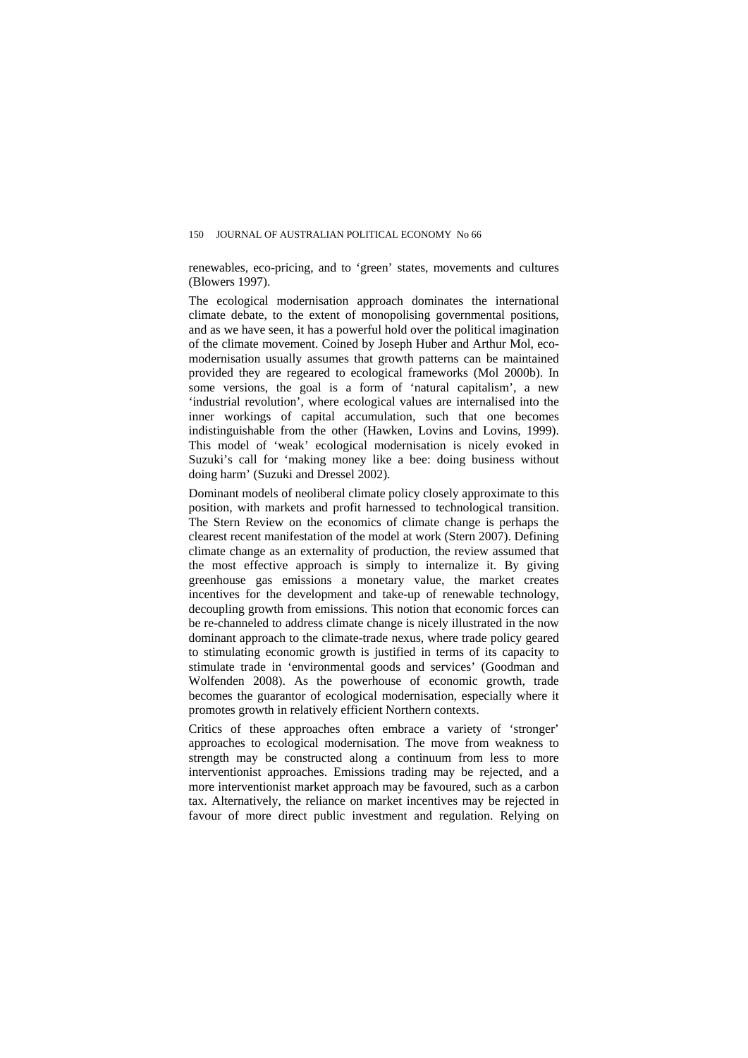renewables, eco-pricing, and to 'green' states, movements and cultures (Blowers 1997).

The ecological modernisation approach dominates the international climate debate, to the extent of monopolising governmental positions, and as we have seen, it has a powerful hold over the political imagination of the climate movement. Coined by Joseph Huber and Arthur Mol, eco-modernisation usually assumes that growth patterns can be maintained provided they are regeared to ecological frameworks (Mol 2000b). In some versions, the goal is a form of 'natural capitalism', a new 'industrial revolution', where ecological values are internalised into the inner workings of capital accumulation, such that one becomes indistinguishable from the other (Hawken, Lovins and Lovins, 1999). This model of 'weak' ecological modernisation is nicely evoked in Suzuki's call for 'making money like a bee: doing business without doing harm' (Suzuki and Dressel 2002).

Dominant models of neoliberal climate policy closely approximate to this position, with markets and profit harnessed to technological transition. The Stern Review on the economics of climate change is perhaps the clearest recent manifestation of the model at work (Stern 2007). Defining climate change as an externality of production, the review assumed that the most effective approach is simply to internalize it. By giving greenhouse gas emissions a monetary value, the market creates incentives for the development and take-up of renewable technology, decoupling growth from emissions. This notion that economic forces can be re-channeled to address climate change is nicely illustrated in the now dominant approach to the climate-trade nexus, where trade policy geared to stimulating economic growth is justified in terms of its capacity to stimulate trade in 'environmental goods and services' (Goodman and Wolfenden 2008). As the powerhouse of economic growth, trade becomes the guarantor of ecological modernisation, especially where it promotes growth in relatively efficient Northern contexts.

Critics of these approaches often embrace a variety of 'stronger' approaches to ecological modernisation. The move from weakness to strength may be constructed along a continuum from less to more interventionist approaches. Emissions trading may be rejected, and a more interventionist market approach may be favoured, such as a carbon tax. Alternatively, the reliance on market incentives may be rejected in favour of more direct public investment and regulation. Relying on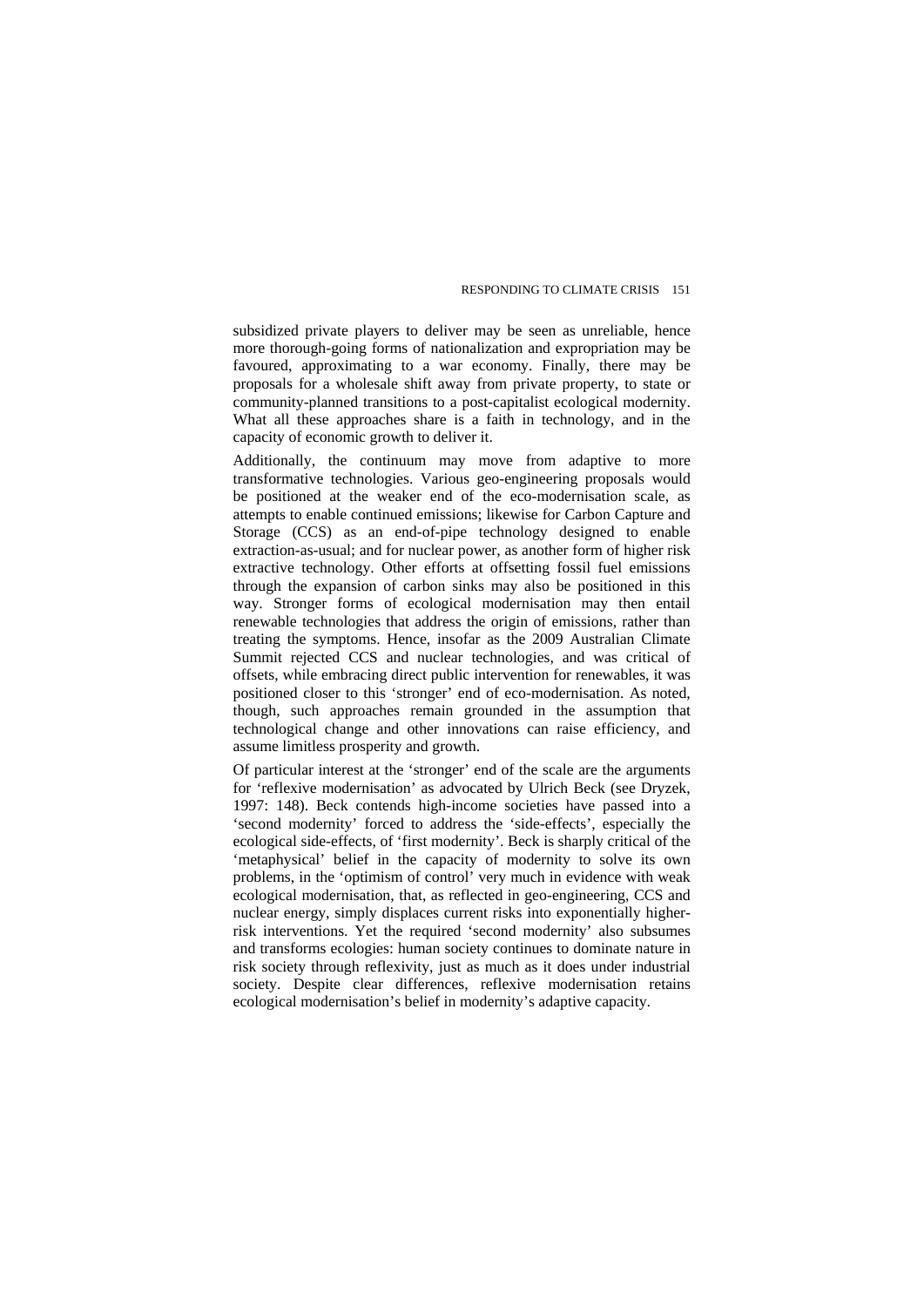subsidized private players to deliver may be seen as unreliable, hence more thorough-going forms of nationalization and expropriation may be favoured, approximating to a war economy. Finally, there may be proposals for a wholesale shift away from private property, to state or community-planned transitions to a post-capitalist ecological modernity. What all these approaches share is a faith in technology, and in the capacity of economic growth to deliver it.

Additionally, the continuum may move from adaptive to more transformative technologies. Various geo-engineering proposals would be positioned at the weaker end of the eco-modernisation scale, as attempts to enable continued emissions; likewise for Carbon Capture and Storage (CCS) as an end-of-pipe technology designed to enable extraction-as-usual; and for nuclear power, as another form of higher risk extractive technology. Other efforts at offsetting fossil fuel emissions through the expansion of carbon sinks may also be positioned in this way. Stronger forms of ecological modernisation may then entail renewable technologies that address the origin of emissions, rather than treating the symptoms. Hence, insofar as the 2009 Australian Climate Summit rejected CCS and nuclear technologies, and was critical of offsets, while embracing direct public intervention for renewables, it was positioned closer to this 'stronger' end of eco-modernisation. As noted, though, such approaches remain grounded in the assumption that technological change and other innovations can raise efficiency, and assume limitless prosperity and growth.

Of particular interest at the 'stronger' end of the scale are the arguments for 'reflexive modernisation' as advocated by Ulrich Beck (see Dryzek, 1997: 148). Beck contends high-income societies have passed into a 'second modernity' forced to address the 'side-effects', especially the ecological side-effects, of 'first modernity'. Beck is sharply critical of the 'metaphysical' belief in the capacity of modernity to solve its own problems, in the 'optimism of control' very much in evidence with weak ecological modernisation, that, as reflected in geo-engineering, CCS and nuclear energy, simply displaces current risks into exponentially higher-risk interventions. Yet the required 'second modernity' also subsumes and transforms ecologies: human society continues to dominate nature in risk society through reflexivity, just as much as it does under industrial society. Despite clear differences, reflexive modernisation retains ecological modernisation's belief in modernity's adaptive capacity.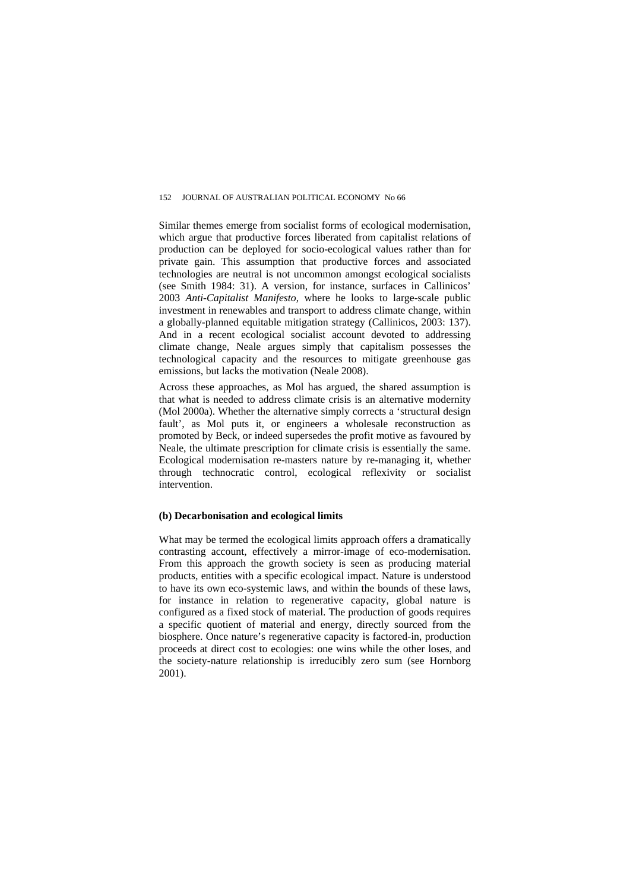Similar themes emerge from socialist forms of ecological modernisation, which argue that productive forces liberated from capitalist relations of production can be deployed for socio-ecological values rather than for private gain. This assumption that productive forces and associated technologies are neutral is not uncommon amongst ecological socialists (see Smith 1984: 31). A version, for instance, surfaces in Callinicos' 2003 *Anti-Capitalist Manifesto,* where he looks to large-scale public investment in renewables and transport to address climate change, within a globally-planned equitable mitigation strategy (Callinicos, 2003: 137). And in a recent ecological socialist account devoted to addressing climate change, Neale argues simply that capitalism possesses the technological capacity and the resources to mitigate greenhouse gas emissions, but lacks the motivation (Neale 2008).

Across these approaches, as Mol has argued, the shared assumption is that what is needed to address climate crisis is an alternative modernity (Mol 2000a). Whether the alternative simply corrects a 'structural design fault', as Mol puts it, or engineers a wholesale reconstruction as promoted by Beck, or indeed supersedes the profit motive as favoured by Neale, the ultimate prescription for climate crisis is essentially the same. Ecological modernisation re-masters nature by re-managing it, whether through technocratic control, ecological reflexivity or socialist intervention.

**(b) Decarbonisation and ecological limits**

What may be termed the ecological limits approach offers a dramatically contrasting account, effectively a mirror-image of eco-modernisation. From this approach the growth society is seen as producing material products, entities with a specific ecological impact. Nature is understood to have its own eco-systemic laws, and within the bounds of these laws, for instance in relation to regenerative capacity, global nature is configured as a fixed stock of material. The production of goods requires a specific quotient of material and energy, directly sourced from the biosphere. Once nature's regenerative capacity is factored-in, production proceeds at direct cost to ecologies: one wins while the other loses, and the society-nature relationship is irreducibly zero sum (see Hornborg 2001).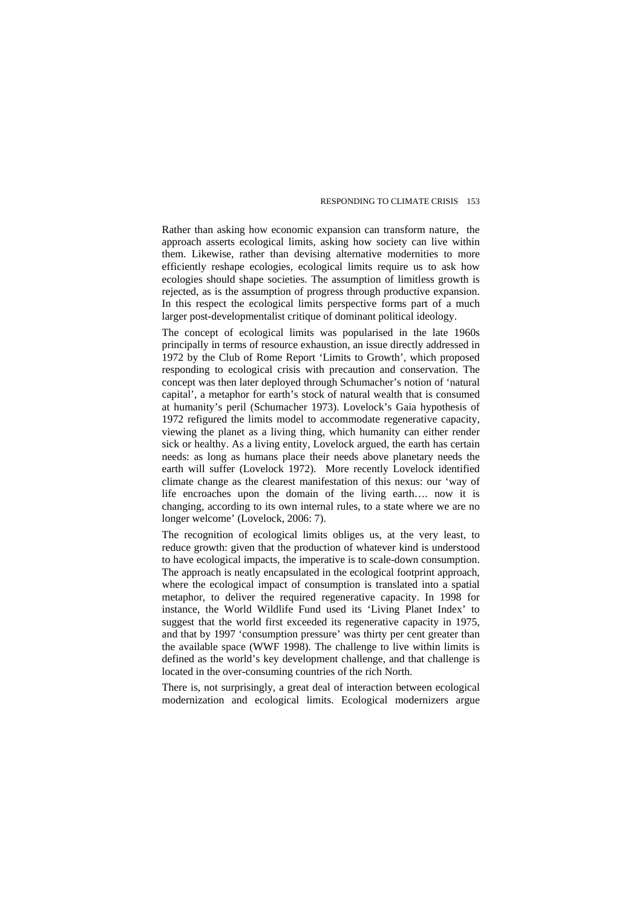Rather than asking how economic expansion can transform nature, the approach asserts ecological limits, asking how society can live within them. Likewise, rather than devising alternative modernities to more efficiently reshape ecologies, ecological limits require us to ask how ecologies should shape societies. The assumption of limitless growth is rejected, as is the assumption of progress through productive expansion. In this respect the ecological limits perspective forms part of a much larger post-developmentalist critique of dominant political ideology.

The concept of ecological limits was popularised in the late 1960s principally in terms of resource exhaustion, an issue directly addressed in 1972 by the Club of Rome Report 'Limits to Growth', which proposed responding to ecological crisis with precaution and conservation. The concept was then later deployed through Schumacher's notion of 'natural capital', a metaphor for earth's stock of natural wealth that is consumed at humanity's peril (Schumacher 1973). Lovelock's Gaia hypothesis of 1972 refigured the limits model to accommodate regenerative capacity, viewing the planet as a living thing, which humanity can either render sick or healthy. As a living entity, Lovelock argued, the earth has certain needs: as long as humans place their needs above planetary needs the earth will suffer (Lovelock 1972). More recently Lovelock identified climate change as the clearest manifestation of this nexus: our 'way of life encroaches upon the domain of the living earth…. now it is changing, according to its own internal rules, to a state where we are no longer welcome' (Lovelock, 2006: 7).

The recognition of ecological limits obliges us, at the very least, to reduce growth: given that the production of whatever kind is understood to have ecological impacts, the imperative is to scale-down consumption. The approach is neatly encapsulated in the ecological footprint approach, where the ecological impact of consumption is translated into a spatial metaphor, to deliver the required regenerative capacity. In 1998 for instance, the World Wildlife Fund used its 'Living Planet Index' to suggest that the world first exceeded its regenerative capacity in 1975, and that by 1997 'consumption pressure' was thirty per cent greater than the available space (WWF 1998). The challenge to live within limits is defined as the world's key development challenge, and that challenge is located in the over-consuming countries of the rich North.

There is, not surprisingly, a great deal of interaction between ecological modernization and ecological limits. Ecological modernizers argue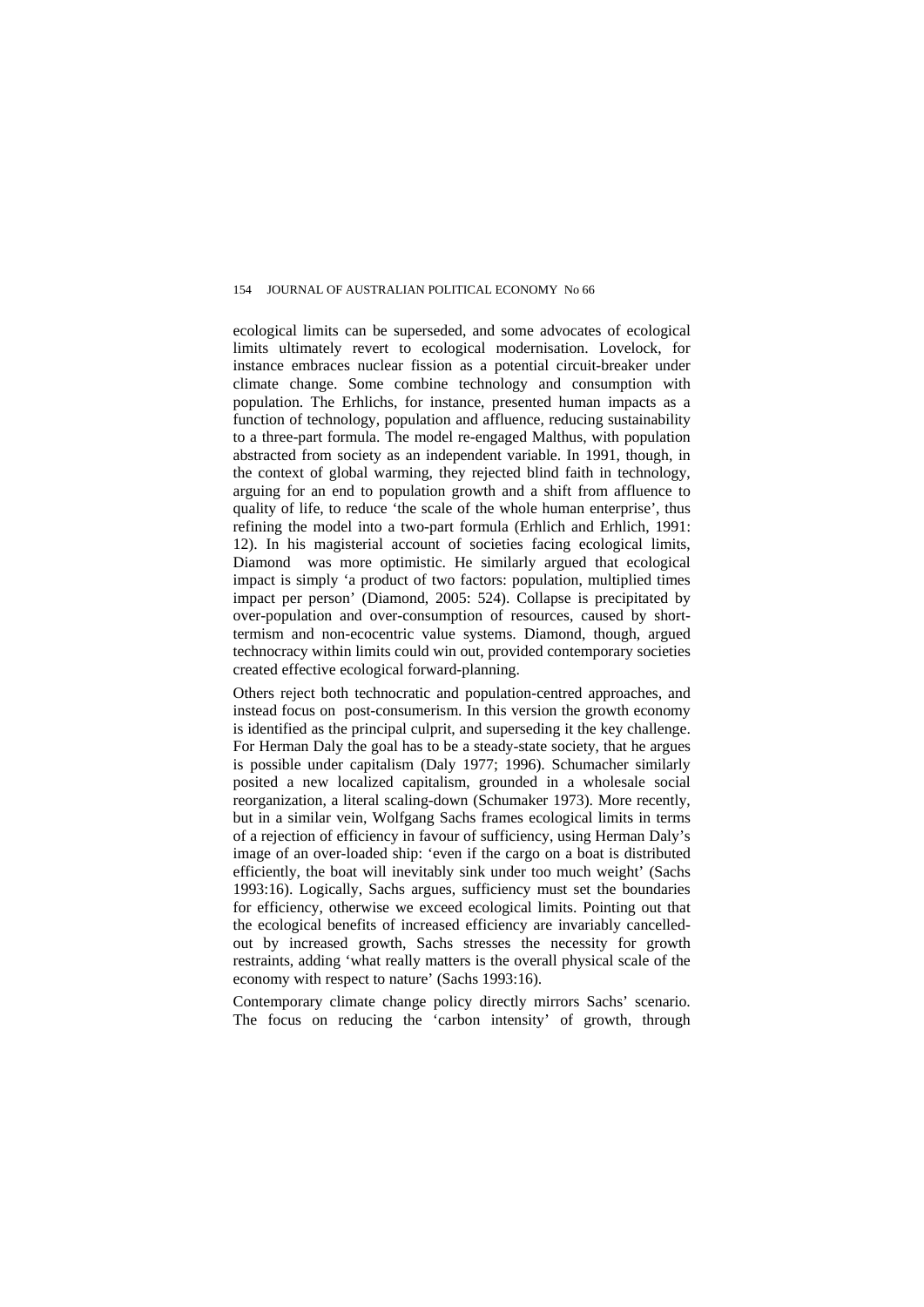ecological limits can be superseded, and some advocates of ecological limits ultimately revert to ecological modernisation. Lovelock, for instance embraces nuclear fission as a potential circuit-breaker under climate change. Some combine technology and consumption with population. The Erhlichs, for instance, presented human impacts as a function of technology, population and affluence, reducing sustainability to a three-part formula. The model re-engaged Malthus, with population abstracted from society as an independent variable. In 1991, though, in the context of global warming, they rejected blind faith in technology, arguing for an end to population growth and a shift from affluence to quality of life, to reduce 'the scale of the whole human enterprise', thus refining the model into a two-part formula (Erhlich and Erhlich, 1991: 12). In his magisterial account of societies facing ecological limits, Diamond was more optimistic. He similarly argued that ecological impact is simply 'a product of two factors: population, multiplied times impact per person' (Diamond, 2005: 524). Collapse is precipitated by over-population and over-consumption of resources, caused by short-termism and non-ecocentric value systems. Diamond, though, argued technocracy within limits could win out, provided contemporary societies created effective ecological forward-planning.

Others reject both technocratic and population-centred approaches, and instead focus on post-consumerism. In this version the growth economy is identified as the principal culprit, and superseding it the key challenge. For Herman Daly the goal has to be a steady-state society, that he argues is possible under capitalism (Daly 1977; 1996). Schumacher similarly posited a new localized capitalism, grounded in a wholesale social reorganization, a literal scaling-down (Schumaker 1973). More recently, but in a similar vein, Wolfgang Sachs frames ecological limits in terms of a rejection of efficiency in favour of sufficiency, using Herman Daly's image of an over-loaded ship: 'even if the cargo on a boat is distributed efficiently, the boat will inevitably sink under too much weight' (Sachs 1993:16). Logically, Sachs argues, sufficiency must set the boundaries for efficiency, otherwise we exceed ecological limits. Pointing out that the ecological benefits of increased efficiency are invariably cancelled-out by increased growth, Sachs stresses the necessity for growth restraints, adding 'what really matters is the overall physical scale of the economy with respect to nature' (Sachs 1993:16).

Contemporary climate change policy directly mirrors Sachs' scenario. The focus on reducing the 'carbon intensity' of growth, through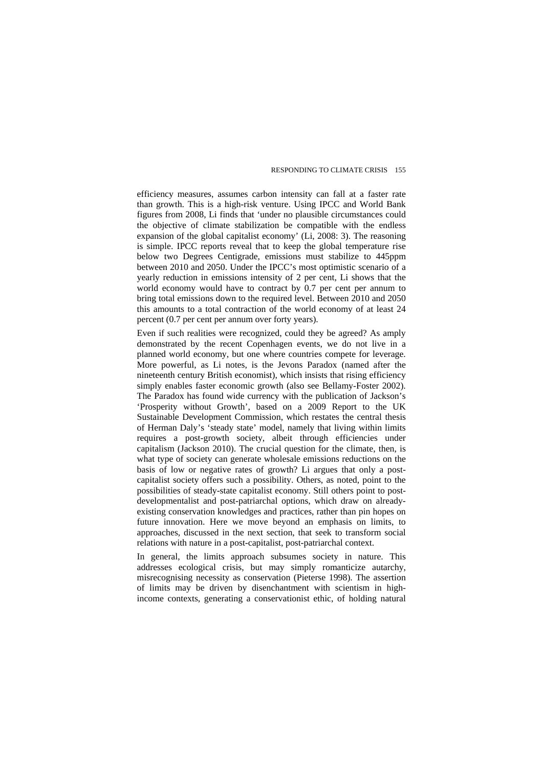efficiency measures, assumes carbon intensity can fall at a faster rate than growth. This is a high-risk venture. Using IPCC and World Bank figures from 2008, Li finds that 'under no plausible circumstances could the objective of climate stabilization be compatible with the endless expansion of the global capitalist economy' (Li, 2008: 3). The reasoning is simple. IPCC reports reveal that to keep the global temperature rise below two Degrees Centigrade, emissions must stabilize to 445ppm between 2010 and 2050. Under the IPCC's most optimistic scenario of a yearly reduction in emissions intensity of 2 per cent, Li shows that the world economy would have to contract by 0.7 per cent per annum to bring total emissions down to the required level. Between 2010 and 2050 this amounts to a total contraction of the world economy of at least 24 percent (0.7 per cent per annum over forty years).

Even if such realities were recognized, could they be agreed? As amply demonstrated by the recent Copenhagen events, we do not live in a planned world economy, but one where countries compete for leverage. More powerful, as Li notes, is the Jevons Paradox (named after the nineteenth century British economist), which insists that rising efficiency simply enables faster economic growth (also see Bellamy-Foster 2002). The Paradox has found wide currency with the publication of Jackson's 'Prosperity without Growth', based on a 2009 Report to the UK Sustainable Development Commission, which restates the central thesis of Herman Daly's 'steady state' model, namely that living within limits requires a post-growth society, albeit through efficiencies under capitalism (Jackson 2010). The crucial question for the climate, then, is what type of society can generate wholesale emissions reductions on the basis of low or negative rates of growth? Li argues that only a post-capitalist society offers such a possibility. Others, as noted, point to the possibilities of steady-state capitalist economy. Still others point to post-developmentalist and post-patriarchal options, which draw on already-existing conservation knowledges and practices, rather than pin hopes on future innovation. Here we move beyond an emphasis on limits, to approaches, discussed in the next section, that seek to transform social relations with nature in a post-capitalist, post-patriarchal context.

In general, the limits approach subsumes society in nature. This addresses ecological crisis, but may simply romanticize autarchy, misrecognising necessity as conservation (Pieterse 1998). The assertion of limits may be driven by disenchantment with scientism in high-income contexts, generating a conservationist ethic, of holding natural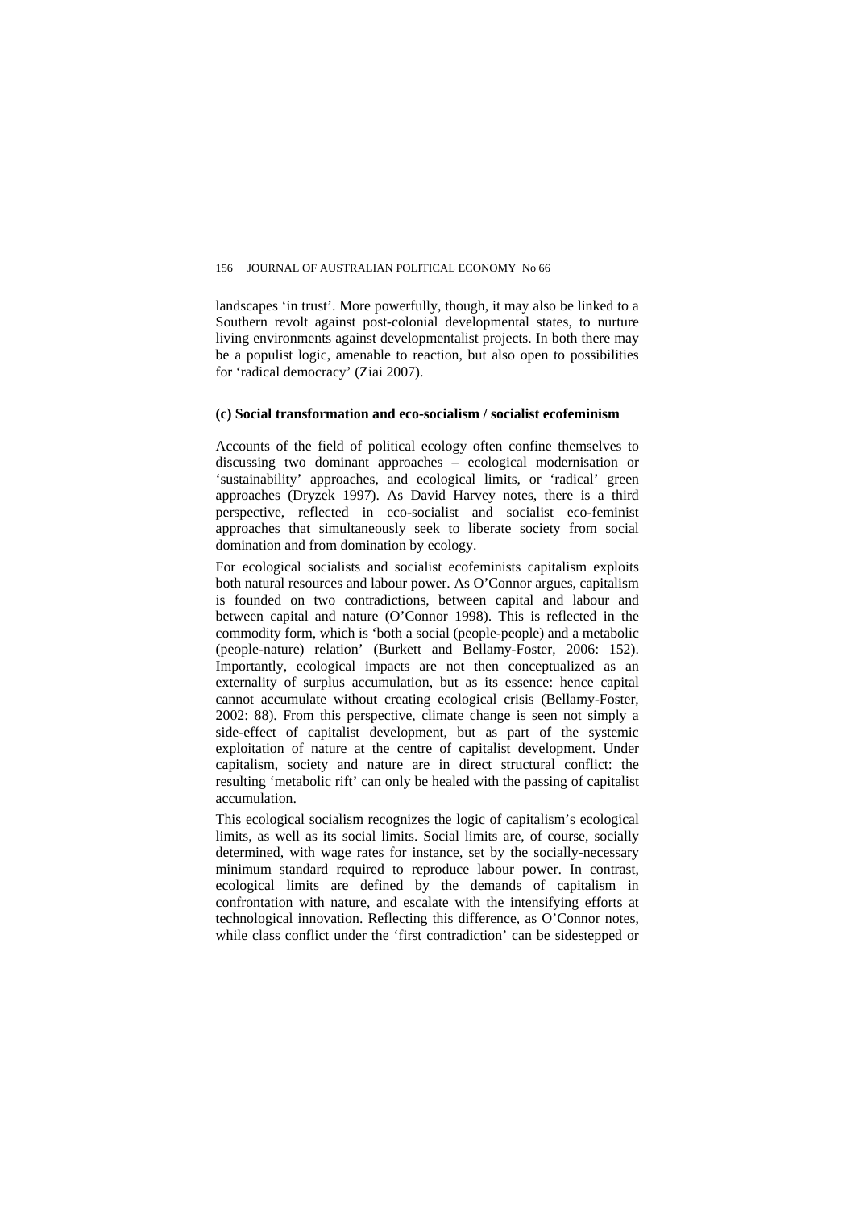landscapes 'in trust'. More powerfully, though, it may also be linked to a Southern revolt against post-colonial developmental states, to nurture living environments against developmentalist projects. In both there may be a populist logic, amenable to reaction, but also open to possibilities for 'radical democracy' (Ziai 2007).

### (c) Social transformation and eco-socialism / socialist ecofeminism

Accounts of the field of political ecology often confine themselves to discussing two dominant approaches – ecological modernisation or 'sustainability' approaches, and ecological limits, or 'radical' green approaches (Dryzek 1997). As David Harvey notes, there is a third perspective, reflected in eco-socialist and socialist eco-feminist approaches that simultaneously seek to liberate society from social domination and from domination by ecology.

For ecological socialists and socialist ecofeminists capitalism exploits both natural resources and labour power. As O'Connor argues, capitalism is founded on two contradictions, between capital and labour and between capital and nature (O'Connor 1998). This is reflected in the commodity form, which is 'both a social (people-people) and a metabolic (people-nature) relation' (Burkett and Bellamy-Foster, 2006: 152). Importantly, ecological impacts are not then conceptualized as an externality of surplus accumulation, but as its essence: hence capital cannot accumulate without creating ecological crisis (Bellamy-Foster, 2002: 88). From this perspective, climate change is seen not simply a side-effect of capitalist development, but as part of the systemic exploitation of nature at the centre of capitalist development. Under capitalism, society and nature are in direct structural conflict: the resulting 'metabolic rift' can only be healed with the passing of capitalist accumulation.

This ecological socialism recognizes the logic of capitalism's ecological limits, as well as its social limits. Social limits are, of course, socially determined, with wage rates for instance, set by the socially-necessary minimum standard required to reproduce labour power. In contrast, ecological limits are defined by the demands of capitalism in confrontation with nature, and escalate with the intensifying efforts at technological innovation. Reflecting this difference, as O'Connor notes, while class conflict under the 'first contradiction' can be sidestepped or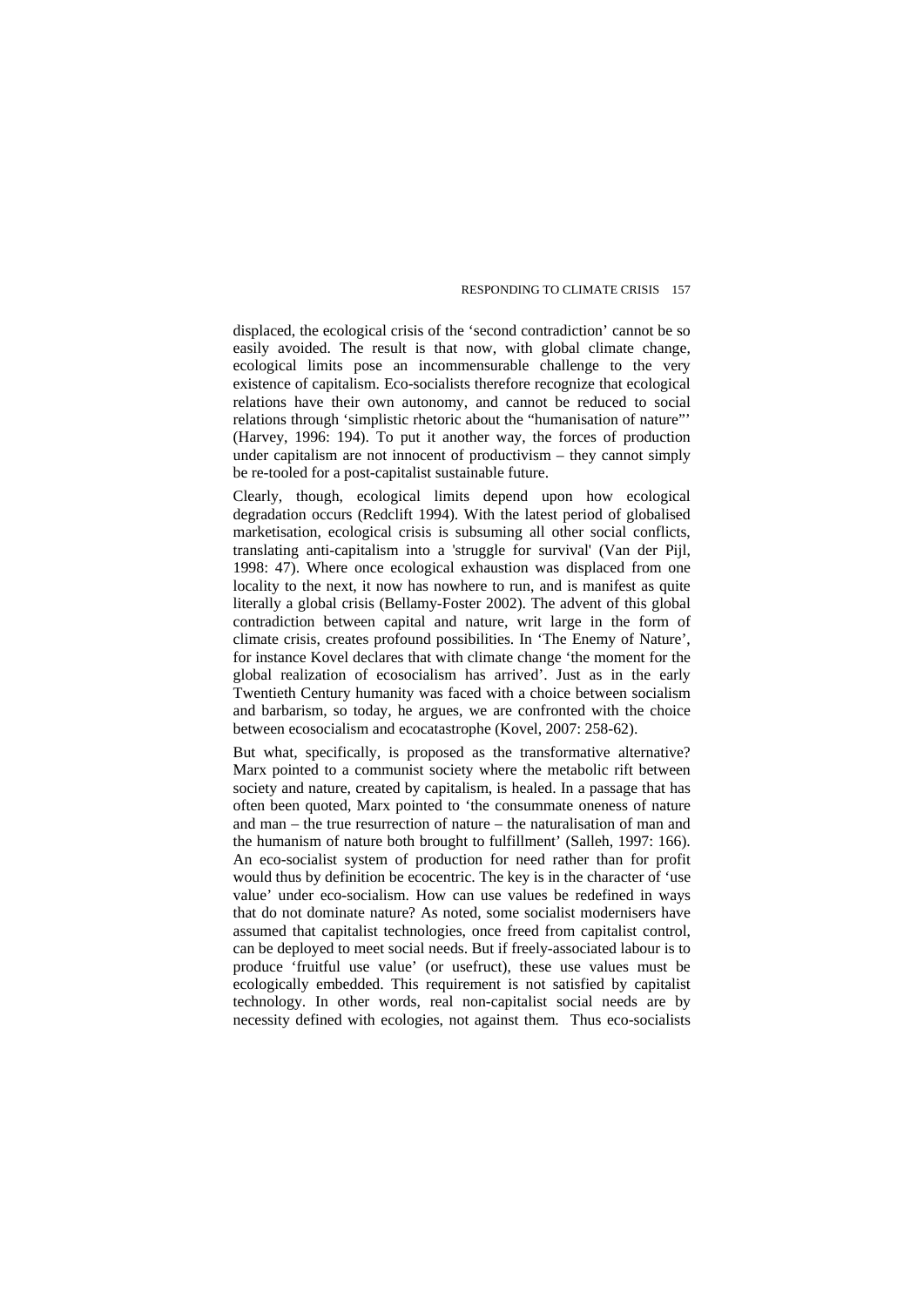displaced, the ecological crisis of the 'second contradiction' cannot be so easily avoided. The result is that now, with global climate change, ecological limits pose an incommensurable challenge to the very existence of capitalism. Eco-socialists therefore recognize that ecological relations have their own autonomy, and cannot be reduced to social relations through 'simplistic rhetoric about the "humanisation of nature"' (Harvey, 1996: 194). To put it another way, the forces of production under capitalism are not innocent of productivism – they cannot simply be re-tooled for a post-capitalist sustainable future.

Clearly, though, ecological limits depend upon how ecological degradation occurs (Redclift 1994). With the latest period of globalised marketisation, ecological crisis is subsuming all other social conflicts, translating anti-capitalism into a 'struggle for survival' (Van der Pijl, 1998: 47). Where once ecological exhaustion was displaced from one locality to the next, it now has nowhere to run, and is manifest as quite literally a global crisis (Bellamy-Foster 2002). The advent of this global contradiction between capital and nature, writ large in the form of climate crisis, creates profound possibilities. In 'The Enemy of Nature', for instance Kovel declares that with climate change 'the moment for the global realization of ecosocialism has arrived'. Just as in the early Twentieth Century humanity was faced with a choice between socialism and barbarism, so today, he argues, we are confronted with the choice between ecosocialism and ecocatastrophe (Kovel, 2007: 258-62).

But what, specifically, is proposed as the transformative alternative? Marx pointed to a communist society where the metabolic rift between society and nature, created by capitalism, is healed. In a passage that has often been quoted, Marx pointed to 'the consummate oneness of nature and man – the true resurrection of nature – the naturalisation of man and the humanism of nature both brought to fulfillment' (Salleh, 1997: 166). An eco-socialist system of production for need rather than for profit would thus by definition be ecocentric. The key is in the character of 'use value' under eco-socialism. How can use values be redefined in ways that do not dominate nature? As noted, some socialist modernisers have assumed that capitalist technologies, once freed from capitalist control, can be deployed to meet social needs. But if freely-associated labour is to produce 'fruitful use value' (or usefruct), these use values must be ecologically embedded. This requirement is not satisfied by capitalist technology. In other words, real non-capitalist social needs are by necessity defined with ecologies, not against them. Thus eco-socialists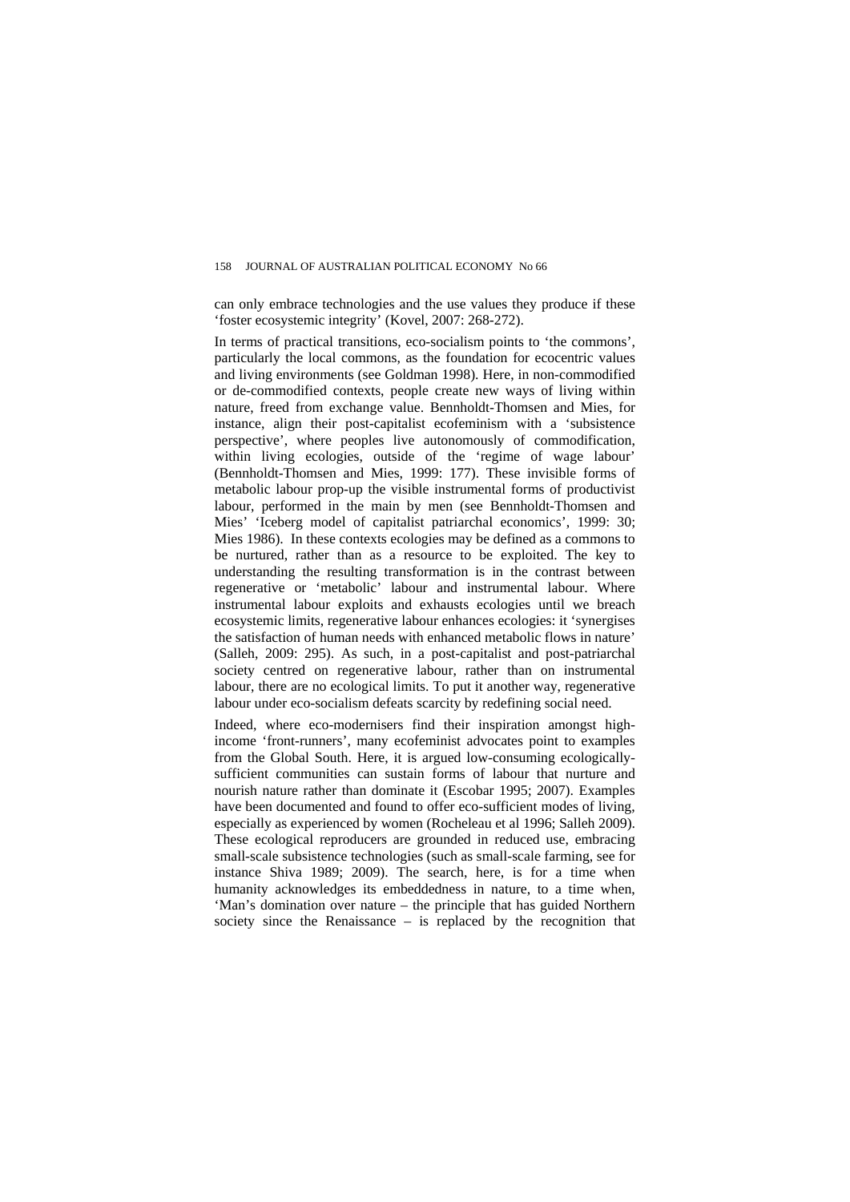can only embrace technologies and the use values they produce if these 'foster ecosystemic integrity' (Kovel, 2007: 268-272).

In terms of practical transitions, eco-socialism points to 'the commons', particularly the local commons, as the foundation for ecocentric values and living environments (see Goldman 1998). Here, in non-commodified or de-commodified contexts, people create new ways of living within nature, freed from exchange value. Bennholdt-Thomsen and Mies, for instance, align their post-capitalist ecofeminism with a 'subsistence perspective', where peoples live autonomously of commodification, within living ecologies, outside of the 'regime of wage labour' (Bennholdt-Thomsen and Mies, 1999: 177). These invisible forms of metabolic labour prop-up the visible instrumental forms of productivist labour, performed in the main by men (see Bennholdt-Thomsen and Mies' 'Iceberg model of capitalist patriarchal economics', 1999: 30; Mies 1986). In these contexts ecologies may be defined as a commons to be nurtured, rather than as a resource to be exploited. The key to understanding the resulting transformation is in the contrast between regenerative or 'metabolic' labour and instrumental labour. Where instrumental labour exploits and exhausts ecologies until we breach ecosystemic limits, regenerative labour enhances ecologies: it 'synergises the satisfaction of human needs with enhanced metabolic flows in nature' (Salleh, 2009: 295). As such, in a post-capitalist and post-patriarchal society centred on regenerative labour, rather than on instrumental labour, there are no ecological limits. To put it another way, regenerative labour under eco-socialism defeats scarcity by redefining social need.

Indeed, where eco-modernisers find their inspiration amongst high-income 'front-runners', many ecofeminist advocates point to examples from the Global South. Here, it is argued low-consuming ecologically-sufficient communities can sustain forms of labour that nurture and nourish nature rather than dominate it (Escobar 1995; 2007). Examples have been documented and found to offer eco-sufficient modes of living, especially as experienced by women (Rocheleau et al 1996; Salleh 2009). These ecological reproducers are grounded in reduced use, embracing small-scale subsistence technologies (such as small-scale farming, see for instance Shiva 1989; 2009). The search, here, is for a time when humanity acknowledges its embeddedness in nature, to a time when, 'Man's domination over nature – the principle that has guided Northern society since the Renaissance – is replaced by the recognition that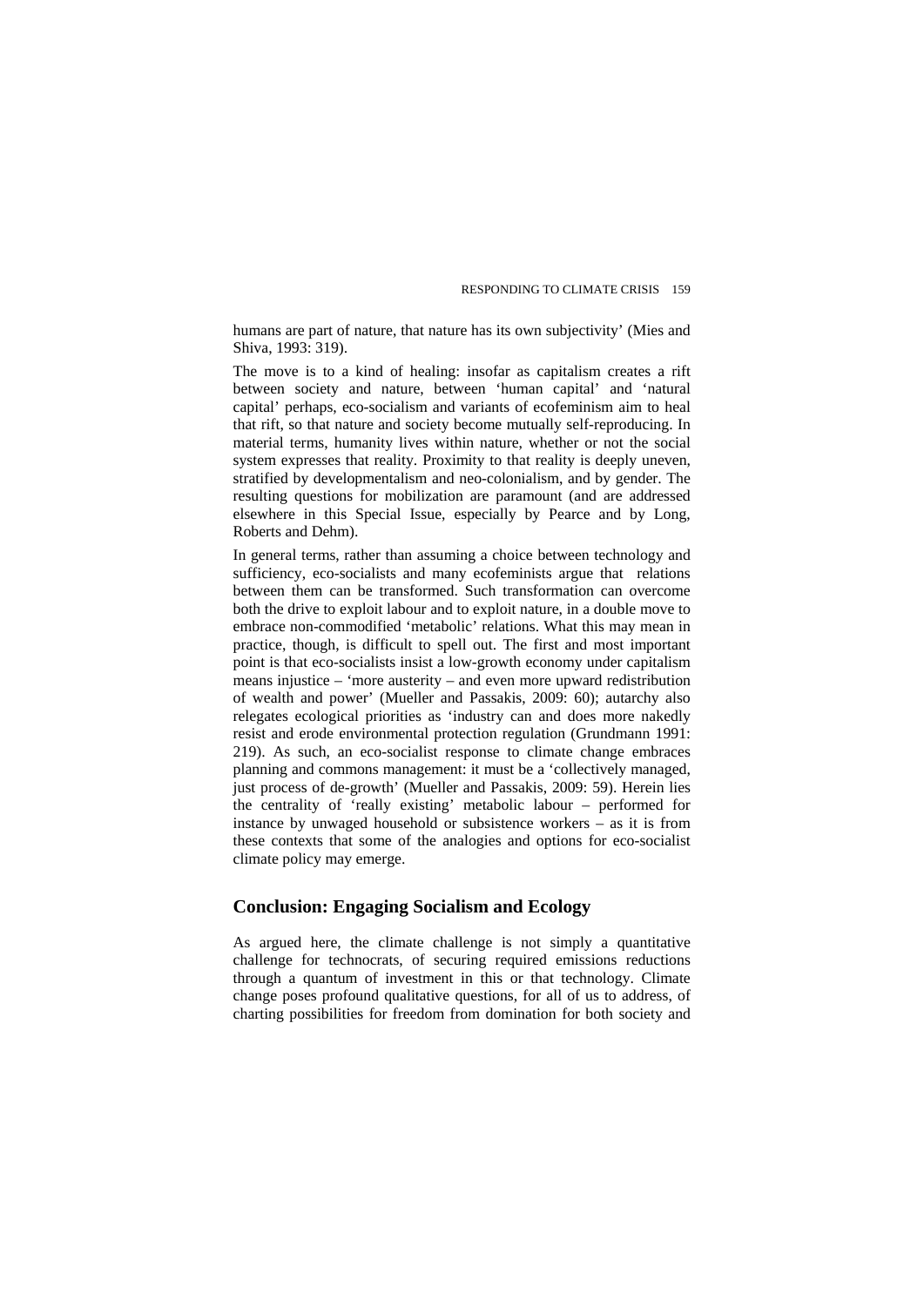humans are part of nature, that nature has its own subjectivity' (Mies and Shiva, 1993: 319).

The move is to a kind of healing: insofar as capitalism creates a rift between society and nature, between 'human capital' and 'natural capital' perhaps, eco-socialism and variants of ecofeminism aim to heal that rift, so that nature and society become mutually self-reproducing. In material terms, humanity lives within nature, whether or not the social system expresses that reality. Proximity to that reality is deeply uneven, stratified by developmentalism and neo-colonialism, and by gender. The resulting questions for mobilization are paramount (and are addressed elsewhere in this Special Issue, especially by Pearce and by Long, Roberts and Dehm).

In general terms, rather than assuming a choice between technology and sufficiency, eco-socialists and many ecofeminists argue that relations between them can be transformed. Such transformation can overcome both the drive to exploit labour and to exploit nature, in a double move to embrace non-commodified 'metabolic' relations. What this may mean in practice, though, is difficult to spell out. The first and most important point is that eco-socialists insist a low-growth economy under capitalism means injustice – 'more austerity – and even more upward redistribution of wealth and power' (Mueller and Passakis, 2009: 60); autarchy also relegates ecological priorities as 'industry can and does more nakedly resist and erode environmental protection regulation (Grundmann 1991: 219). As such, an eco-socialist response to climate change embraces planning and commons management: it must be a 'collectively managed, just process of de-growth' (Mueller and Passakis, 2009: 59). Herein lies the centrality of 'really existing' metabolic labour – performed for instance by unwaged household or subsistence workers – as it is from these contexts that some of the analogies and options for eco-socialist climate policy may emerge.

## Conclusion: Engaging Socialism and Ecology

As argued here, the climate challenge is not simply a quantitative challenge for technocrats, of securing required emissions reductions through a quantum of investment in this or that technology. Climate change poses profound qualitative questions, for all of us to address, of charting possibilities for freedom from domination for both society and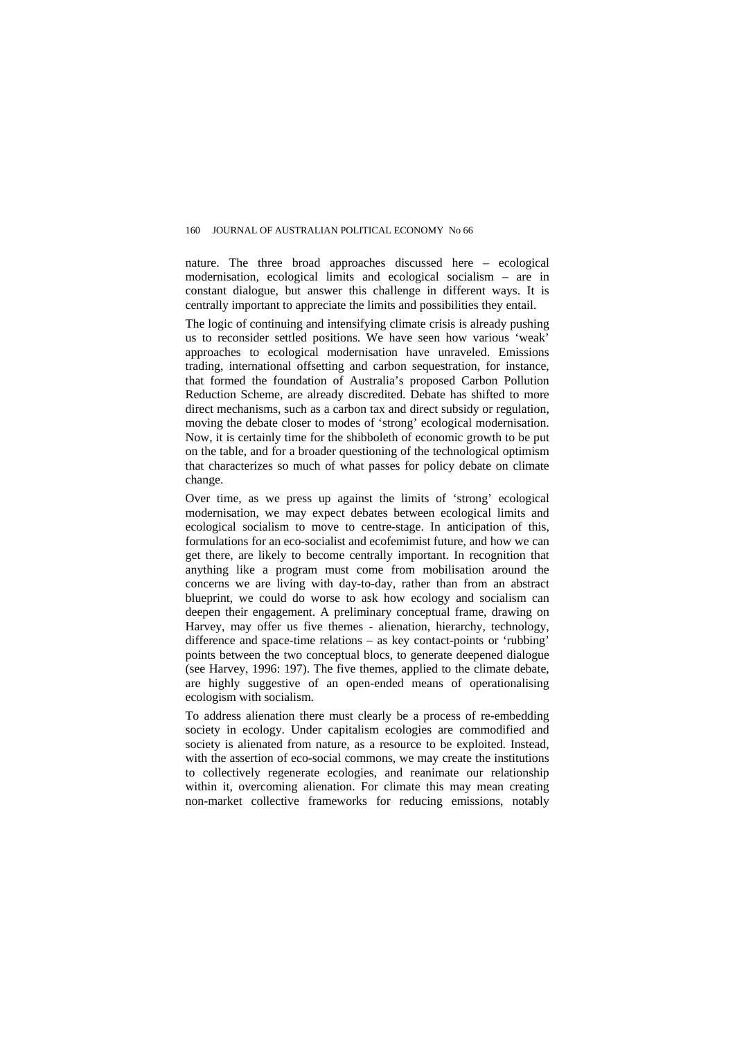nature. The three broad approaches discussed here – ecological modernisation, ecological limits and ecological socialism – are in constant dialogue, but answer this challenge in different ways. It is centrally important to appreciate the limits and possibilities they entail.

The logic of continuing and intensifying climate crisis is already pushing us to reconsider settled positions. We have seen how various 'weak' approaches to ecological modernisation have unraveled. Emissions trading, international offsetting and carbon sequestration, for instance, that formed the foundation of Australia's proposed Carbon Pollution Reduction Scheme, are already discredited. Debate has shifted to more direct mechanisms, such as a carbon tax and direct subsidy or regulation, moving the debate closer to modes of 'strong' ecological modernisation. Now, it is certainly time for the shibboleth of economic growth to be put on the table, and for a broader questioning of the technological optimism that characterizes so much of what passes for policy debate on climate change.

Over time, as we press up against the limits of 'strong' ecological modernisation, we may expect debates between ecological limits and ecological socialism to move to centre-stage. In anticipation of this, formulations for an eco-socialist and ecofemimist future, and how we can get there, are likely to become centrally important. In recognition that anything like a program must come from mobilisation around the concerns we are living with day-to-day, rather than from an abstract blueprint, we could do worse to ask how ecology and socialism can deepen their engagement. A preliminary conceptual frame, drawing on Harvey, may offer us five themes - alienation, hierarchy, technology, difference and space-time relations – as key contact-points or 'rubbing' points between the two conceptual blocs, to generate deepened dialogue (see Harvey, 1996: 197). The five themes, applied to the climate debate, are highly suggestive of an open-ended means of operationalising ecologism with socialism.

To address alienation there must clearly be a process of re-embedding society in ecology. Under capitalism ecologies are commodified and society is alienated from nature, as a resource to be exploited. Instead, with the assertion of eco-social commons, we may create the institutions to collectively regenerate ecologies, and reanimate our relationship within it, overcoming alienation. For climate this may mean creating non-market collective frameworks for reducing emissions, notably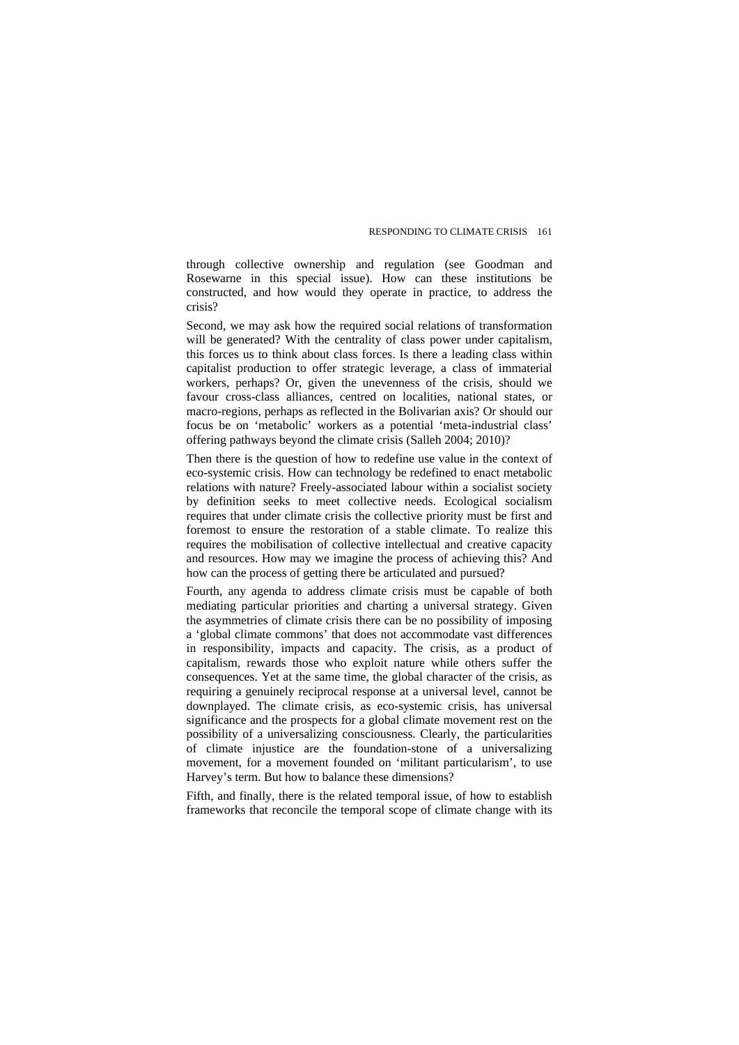through collective ownership and regulation (see Goodman and Rosewarne in this special issue). How can these institutions be constructed, and how would they operate in practice, to address the crisis?

Second, we may ask how the required social relations of transformation will be generated? With the centrality of class power under capitalism, this forces us to think about class forces. Is there a leading class within capitalist production to offer strategic leverage, a class of immaterial workers, perhaps? Or, given the unevenness of the crisis, should we favour cross-class alliances, centred on localities, national states, or macro-regions, perhaps as reflected in the Bolivarian axis? Or should our focus be on 'metabolic' workers as a potential 'meta-industrial class' offering pathways beyond the climate crisis (Salleh 2004; 2010)?

Then there is the question of how to redefine use value in the context of eco-systemic crisis. How can technology be redefined to enact metabolic relations with nature? Freely-associated labour within a socialist society by definition seeks to meet collective needs. Ecological socialism requires that under climate crisis the collective priority must be first and foremost to ensure the restoration of a stable climate. To realize this requires the mobilisation of collective intellectual and creative capacity and resources. How may we imagine the process of achieving this? And how can the process of getting there be articulated and pursued?

Fourth, any agenda to address climate crisis must be capable of both mediating particular priorities and charting a universal strategy. Given the asymmetries of climate crisis there can be no possibility of imposing a 'global climate commons' that does not accommodate vast differences in responsibility, impacts and capacity. The crisis, as a product of capitalism, rewards those who exploit nature while others suffer the consequences. Yet at the same time, the global character of the crisis, as requiring a genuinely reciprocal response at a universal level, cannot be downplayed. The climate crisis, as eco-systemic crisis, has universal significance and the prospects for a global climate movement rest on the possibility of a universalizing consciousness. Clearly, the particularities of climate injustice are the foundation-stone of a universalizing movement, for a movement founded on 'militant particularism', to use Harvey's term. But how to balance these dimensions?

Fifth, and finally, there is the related temporal issue, of how to establish frameworks that reconcile the temporal scope of climate change with its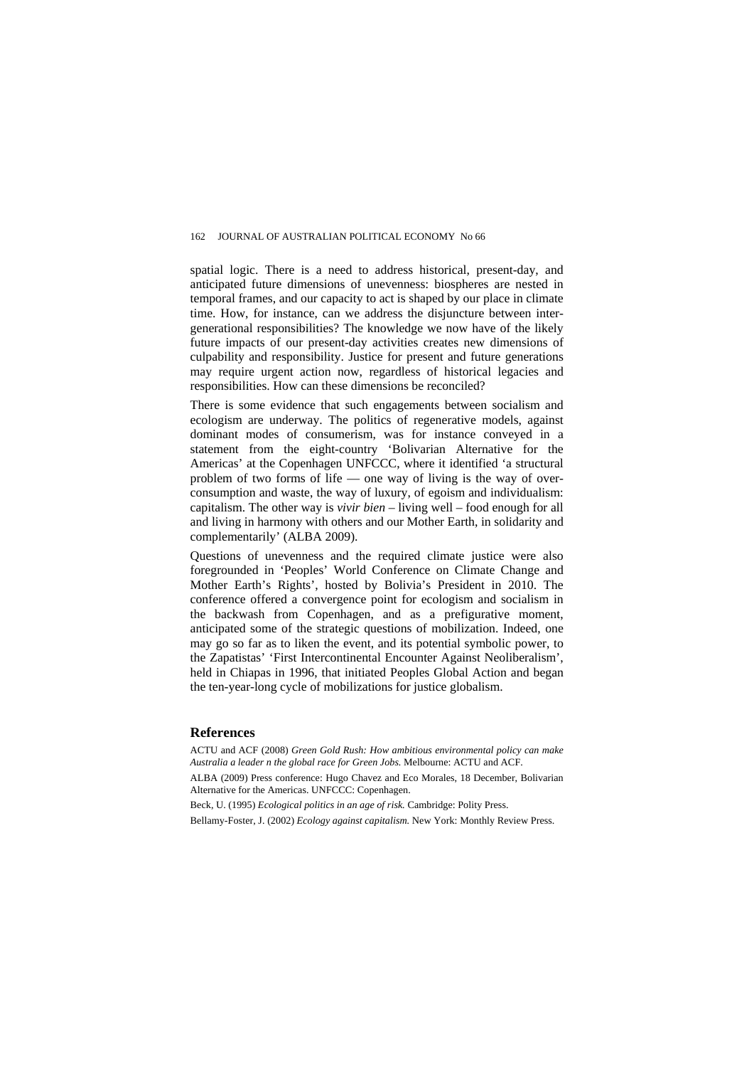spatial logic. There is a need to address historical, present-day, and anticipated future dimensions of unevenness: biospheres are nested in temporal frames, and our capacity to act is shaped by our place in climate time. How, for instance, can we address the disjuncture between inter-generational responsibilities? The knowledge we now have of the likely future impacts of our present-day activities creates new dimensions of culpability and responsibility. Justice for present and future generations may require urgent action now, regardless of historical legacies and responsibilities. How can these dimensions be reconciled?

There is some evidence that such engagements between socialism and ecologism are underway. The politics of regenerative models, against dominant modes of consumerism, was for instance conveyed in a statement from the eight-country 'Bolivarian Alternative for the Americas' at the Copenhagen UNFCCC, where it identified 'a structural problem of two forms of life — one way of living is the way of over-consumption and waste, the way of luxury, of egoism and individualism: capitalism. The other way is *vivir bien* – living well – food enough for all and living in harmony with others and our Mother Earth, in solidarity and complementarily' (ALBA 2009).

Questions of unevenness and the required climate justice were also foregrounded in 'Peoples' World Conference on Climate Change and Mother Earth's Rights', hosted by Bolivia's President in 2010. The conference offered a convergence point for ecologism and socialism in the backwash from Copenhagen, and as a prefigurative moment, anticipated some of the strategic questions of mobilization. Indeed, one may go so far as to liken the event, and its potential symbolic power, to the Zapatistas' 'First Intercontinental Encounter Against Neoliberalism', held in Chiapas in 1996, that initiated Peoples Global Action and began the ten-year-long cycle of mobilizations for justice globalism.

## References

ACTU and ACF (2008) *Green Gold Rush: How ambitious environmental policy can make Australia a leader n the global race for Green Jobs.* Melbourne: ACTU and ACF.

ALBA (2009) Press conference: Hugo Chavez and Eco Morales, 18 December, Bolivarian Alternative for the Americas. UNFCCC: Copenhagen.

Beck, U. (1995) *Ecological politics in an age of risk.* Cambridge: Polity Press.

Bellamy-Foster, J. (2002) *Ecology against capitalism.* New York: Monthly Review Press.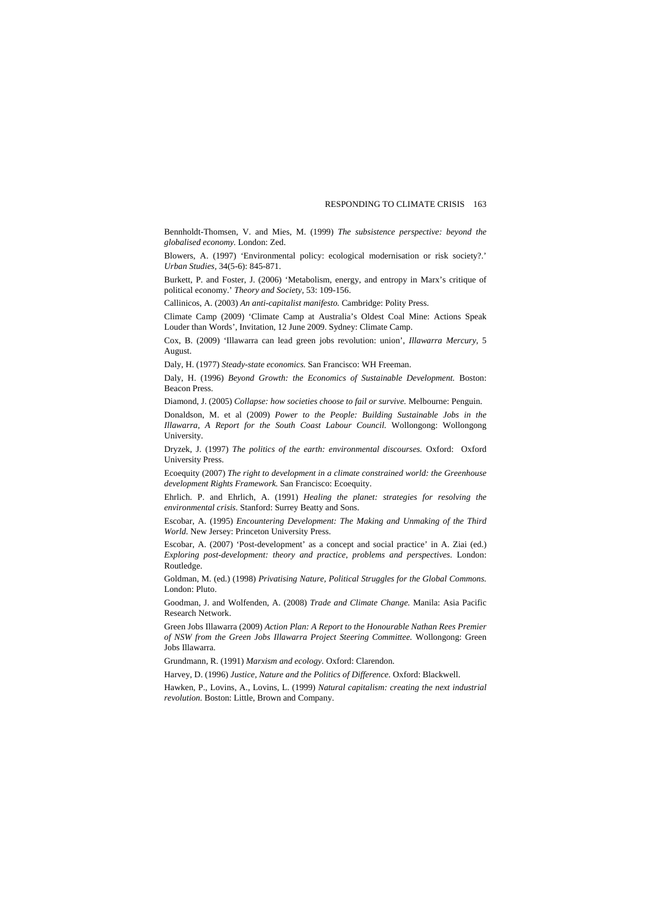Bennholdt-Thomsen, V. and Mies, M. (1999) *The subsistence perspective: beyond the globalised economy.* London: Zed.

Blowers, A. (1997) 'Environmental policy: ecological modernisation or risk society?.' *Urban Studies*, 34(5-6): 845-871.

Burkett, P. and Foster, J. (2006) 'Metabolism, energy, and entropy in Marx's critique of political economy.' *Theory and Society*, 53: 109-156.

Callinicos, A. (2003) *An anti-capitalist manifesto.* Cambridge: Polity Press.

Climate Camp (2009) 'Climate Camp at Australia's Oldest Coal Mine: Actions Speak Louder than Words', Invitation, 12 June 2009. Sydney: Climate Camp.

Cox, B. (2009) 'Illawarra can lead green jobs revolution: union', *Illawarra Mercury*, 5 August.

Daly, H. (1977) *Steady-state economics.* San Francisco: WH Freeman.

Daly, H. (1996) *Beyond Growth: the Economics of Sustainable Development.* Boston: Beacon Press.

Diamond, J. (2005) *Collapse: how societies choose to fail or survive.* Melbourne: Penguin.

Donaldson, M. et al (2009) *Power to the People: Building Sustainable Jobs in the Illawarra, A Report for the South Coast Labour Council.* Wollongong: Wollongong University.

Dryzek, J. (1997) *The politics of the earth: environmental discourses.* Oxford: Oxford University Press.

Ecoequity (2007) *The right to development in a climate constrained world: the Greenhouse development Rights Framework.* San Francisco: Ecoequity.

Ehrlich. P. and Ehrlich, A. (1991) *Healing the planet: strategies for resolving the environmental crisis.* Stanford: Surrey Beatty and Sons.

Escobar, A. (1995) *Encountering Development: The Making and Unmaking of the Third World.* New Jersey: Princeton University Press.

Escobar, A. (2007) 'Post-development' as a concept and social practice' in A. Ziai (ed.) *Exploring post-development: theory and practice, problems and perspectives.* London: Routledge.

Goldman, M. (ed.) (1998) *Privatising Nature, Political Struggles for the Global Commons.* London: Pluto.

Goodman, J. and Wolfenden, A. (2008) *Trade and Climate Change.* Manila: Asia Pacific Research Network.

Green Jobs Illawarra (2009) *Action Plan: A Report to the Honourable Nathan Rees Premier of NSW from the Green Jobs Illawarra Project Steering Committee.* Wollongong: Green Jobs Illawarra.

Grundmann, R. (1991) *Marxism and ecology*. Oxford: Clarendon.

Harvey, D. (1996) *Justice, Nature and the Politics of Difference.* Oxford: Blackwell.

Hawken, P., Lovins, A., Lovins, L. (1999) *Natural capitalism: creating the next industrial revolution.* Boston: Little, Brown and Company.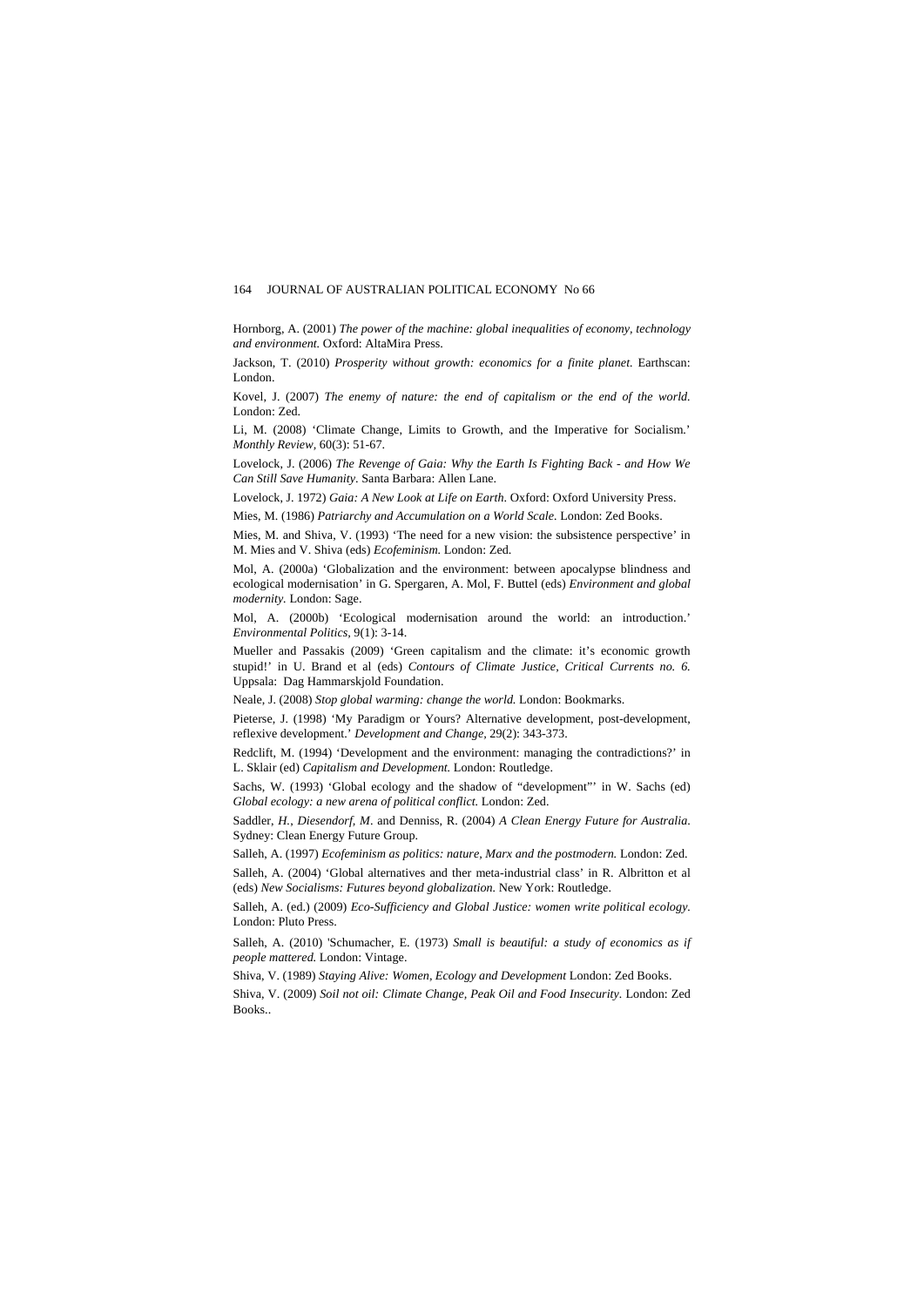Hornborg, A. (2001) *The power of the machine: global inequalities of economy, technology and environment.* Oxford: AltaMira Press.

Jackson, T. (2010) *Prosperity without growth: economics for a finite planet.* Earthscan: London.

Kovel, J. (2007) *The enemy of nature: the end of capitalism or the end of the world.* London: Zed.

Li, M. (2008) 'Climate Change, Limits to Growth, and the Imperative for Socialism.' *Monthly Review,* 60(3): 51-67.

Lovelock, J. (2006) *The Revenge of Gaia: Why the Earth Is Fighting Back - and How We Can Still Save Humanity*. Santa Barbara: Allen Lane.

Lovelock, J. 1972) *Gaia: A New Look at Life on Earth.* Oxford: Oxford University Press.

Mies, M. (1986) *Patriarchy and Accumulation on a World Scale*. London: Zed Books.

Mies, M. and Shiva, V. (1993) 'The need for a new vision: the subsistence perspective' in M. Mies and V. Shiva (eds) *Ecofeminism.* London: Zed.

Mol, A. (2000a) 'Globalization and the environment: between apocalypse blindness and ecological modernisation' in G. Spergaren, A. Mol, F. Buttel (eds) *Environment and global modernity.* London: Sage.

Mol, A. (2000b) 'Ecological modernisation around the world: an introduction.' *Environmental Politics,* 9(1): 3-14.

Mueller and Passakis (2009) 'Green capitalism and the climate: it's economic growth stupid!' in U. Brand et al (eds) *Contours of Climate Justice, Critical Currents no. 6.* Uppsala: Dag Hammarskjold Foundation.

Neale, J. (2008) *Stop global warming: change the world.* London: Bookmarks.

Pieterse, J. (1998) 'My Paradigm or Yours? Alternative development, post-development, reflexive development.' *Development and Change,* 29(2): 343-373.

Redclift, M. (1994) 'Development and the environment: managing the contradictions?' in L. Sklair (ed) *Capitalism and Development.* London: Routledge.

Sachs, W. (1993) 'Global ecology and the shadow of "development"' in W. Sachs (ed) *Global ecology: a new arena of political conflict.* London: Zed.

Saddler, *H., Diesendorf, M*. and Denniss, R. (2004) *A Clean Energy Future for Australia*. Sydney: Clean Energy Future Group.

Salleh, A. (1997) *Ecofeminism as politics: nature, Marx and the postmodern.* London: Zed.

Salleh, A. (2004) 'Global alternatives and ther meta-industrial class' in R. Albritton et al (eds) *New Socialisms: Futures beyond globalization.* New York: Routledge.

Salleh, A. (ed.) (2009) *Eco-Sufficiency and Global Justice: women write political ecology.* London: Pluto Press.

Salleh, A. (2010) 'Schumacher, E. (1973) *Small is beautiful: a study of economics as if people mattered.* London: Vintage.

Shiva, V. (1989) *Staying Alive: Women, Ecology and Development* London: Zed Books.

Shiva, V. (2009) *Soil not oil: Climate Change, Peak Oil and Food Insecurity*. London: Zed Books..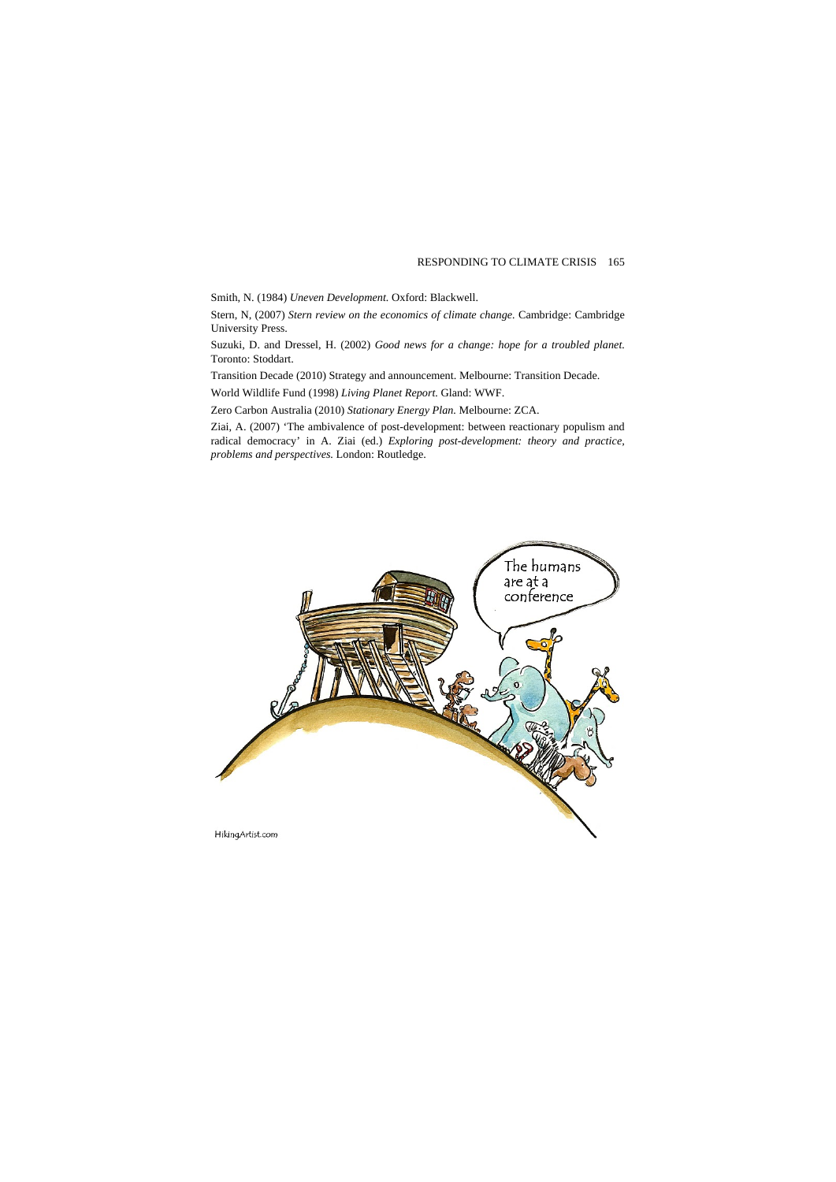Smith, N. (1984) *Uneven Development.* Oxford: Blackwell.

Stern, N, (2007) *Stern review on the economics of climate change.* Cambridge: Cambridge University Press.

Suzuki, D. and Dressel, H. (2002) *Good news for a change: hope for a troubled planet.* Toronto: Stoddart.

Transition Decade (2010) Strategy and announcement. Melbourne: Transition Decade.

World Wildlife Fund (1998) *Living Planet Report.* Gland: WWF.

Zero Carbon Australia (2010) *Stationary Energy Plan.* Melbourne: ZCA.

Ziai, A. (2007) 'The ambivalence of post-development: between reactionary populism and radical democracy' in A. Ziai (ed.) *Exploring post-development: theory and practice, problems and perspectives.* London: Routledge.